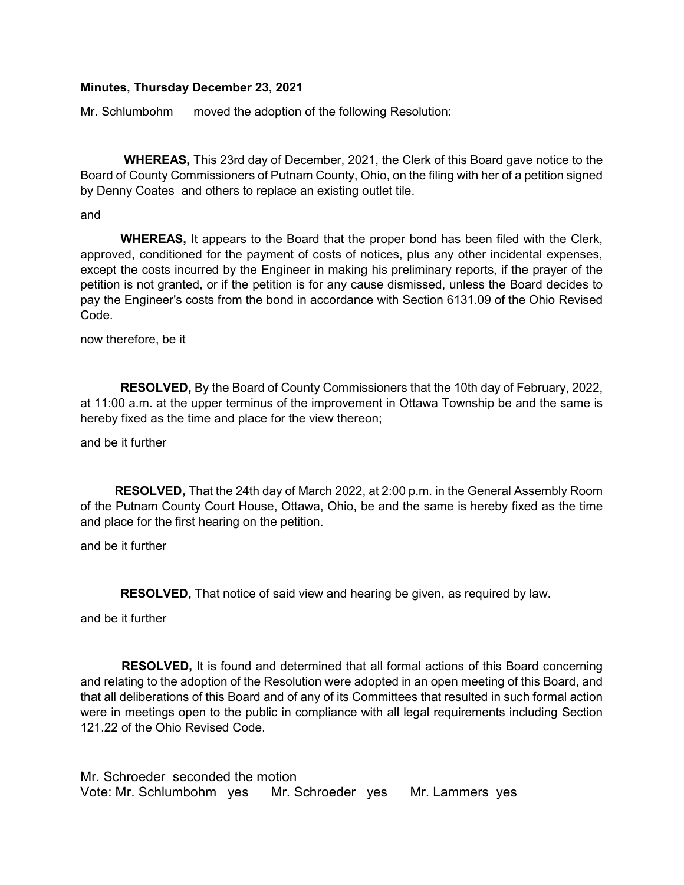**Minutes, Thursday December 23, 2021**

Mr. Schlumbohm moved the adoption of the following Resolution:

**WHEREAS,** This 23rd day of December, 2021, the Clerk of this Board gave notice to the Board of County Commissioners of Putnam County, Ohio, on the filing with her of a petition signed by Denny Coates and others to replace an existing outlet tile.

and

**WHEREAS,** It appears to the Board that the proper bond has been filed with the Clerk, approved, conditioned for the payment of costs of notices, plus any other incidental expenses, except the costs incurred by the Engineer in making his preliminary reports, if the prayer of the petition is not granted, or if the petition is for any cause dismissed, unless the Board decides to pay the Engineer's costs from the bond in accordance with Section 6131.09 of the Ohio Revised Code.

now therefore, be it

**RESOLVED,** By the Board of County Commissioners that the 10th day of February, 2022, at 11:00 a.m. at the upper terminus of the improvement in Ottawa Township be and the same is hereby fixed as the time and place for the view thereon;

and be it further

**RESOLVED,** That the 24th day of March 2022, at 2:00 p.m. in the General Assembly Room of the Putnam County Court House, Ottawa, Ohio, be and the same is hereby fixed as the time and place for the first hearing on the petition.

and be it further

**RESOLVED,** That notice of said view and hearing be given, as required by law.

and be it further

**RESOLVED,** It is found and determined that all formal actions of this Board concerning and relating to the adoption of the Resolution were adopted in an open meeting of this Board, and that all deliberations of this Board and of any of its Committees that resulted in such formal action were in meetings open to the public in compliance with all legal requirements including Section 121.22 of the Ohio Revised Code.

Mr. Schroeder seconded the motion

Vote: Mr. Schlumbohm yes Mr. Schroeder yes Mr. Lammers yes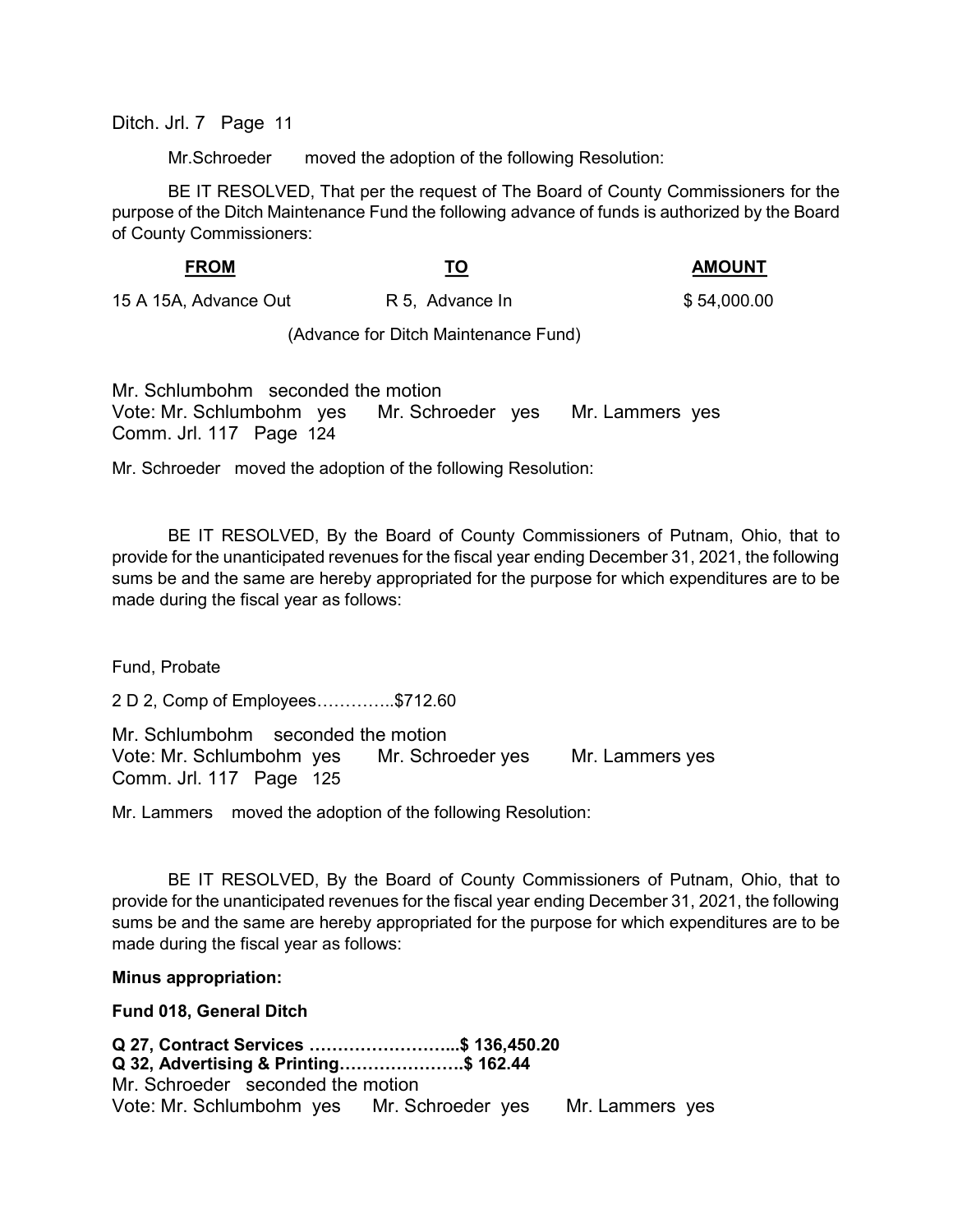Ditch. Jrl. 7 Page 11

Mr.Schroeder moved the adoption of the following Resolution:

BE IT RESOLVED, That per the request of The Board of County Commissioners for the purpose of the Ditch Maintenance Fund the following advance of funds is authorized by the Board of County Commissioners:

| FROM | TO | AMOUNT |
|---|---|---|
| 15 A 15A, Advance Out | R 5, Advance In | $ 54,000.00 |

(Advance for Ditch Maintenance Fund)

Mr. Schlumbohm seconded the motion
Vote: Mr. Schlumbohm yes Mr. Schroeder yes Mr. Lammers yes
Comm. Jrl. 117 Page 124

Mr. Schroeder moved the adoption of the following Resolution:

BE IT RESOLVED, By the Board of County Commissioners of Putnam, Ohio, that to provide for the unanticipated revenues for the fiscal year ending December 31, 2021, the following sums be and the same are hereby appropriated for the purpose for which expenditures are to be made during the fiscal year as follows:

Fund, Probate

2 D 2, Comp of Employees…………..$712.60

Mr. Schlumbohm seconded the motion
Vote: Mr. Schlumbohm yes Mr. Schroeder yes Mr. Lammers yes
Comm. Jrl. 117 Page 125

Mr. Lammers moved the adoption of the following Resolution:

BE IT RESOLVED, By the Board of County Commissioners of Putnam, Ohio, that to provide for the unanticipated revenues for the fiscal year ending December 31, 2021, the following sums be and the same are hereby appropriated for the purpose for which expenditures are to be made during the fiscal year as follows:

**Minus appropriation:**

**Fund 018, General Ditch**

**Q 27, Contract Services ……………………...$ 136,450.20**
**Q 32, Advertising & Printing………………….$ 162.44**

Mr. Schroeder seconded the motion
Vote: Mr. Schlumbohm yes Mr. Schroeder yes Mr. Lammers yes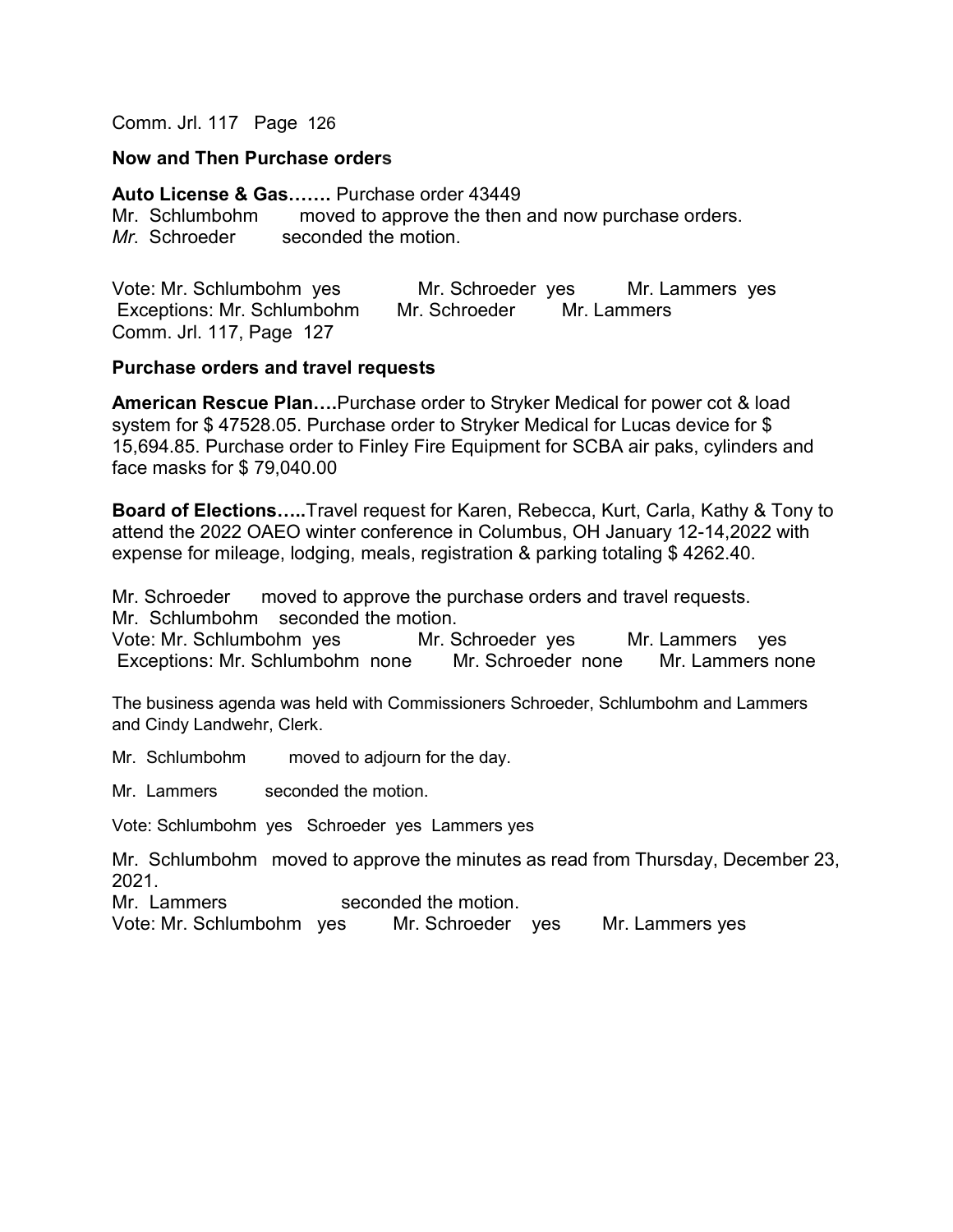Comm. Jrl. 117 Page 126

**Now and Then Purchase orders**

**Auto License & Gas…….** Purchase order 43449

Mr. Schlumbohm moved to approve the then and now purchase orders.
*Mr*. Schroeder seconded the motion.

Vote: Mr. Schlumbohm yes Mr. Schroeder yes Mr. Lammers yes
Exceptions: Mr. Schlumbohm Mr. Schroeder Mr. Lammers

Comm. Jrl. 117, Page 127

**Purchase orders and travel requests**

**American Rescue Plan….**Purchase order to Stryker Medical for power cot & load system for $ 47528.05. Purchase order to Stryker Medical for Lucas device for $ 15,694.85. Purchase order to Finley Fire Equipment for SCBA air paks, cylinders and face masks for $ 79,040.00

**Board of Elections…..**Travel request for Karen, Rebecca, Kurt, Carla, Kathy & Tony to attend the 2022 OAEO winter conference in Columbus, OH January 12-14,2022 with expense for mileage, lodging, meals, registration & parking totaling $ 4262.40.

Mr. Schroeder moved to approve the purchase orders and travel requests.
Mr. Schlumbohm seconded the motion.
Vote: Mr. Schlumbohm yes Mr. Schroeder yes Mr. Lammers yes
Exceptions: Mr. Schlumbohm none Mr. Schroeder none Mr. Lammers none

The business agenda was held with Commissioners Schroeder, Schlumbohm and Lammers and Cindy Landwehr, Clerk.

Mr. Schlumbohm moved to adjourn for the day.

Mr. Lammers seconded the motion.

Vote: Schlumbohm yes Schroeder yes Lammers yes

Mr. Schlumbohm moved to approve the minutes as read from Thursday, December 23, 2021.
Mr. Lammers seconded the motion.
Vote: Mr. Schlumbohm yes Mr. Schroeder yes Mr. Lammers yes